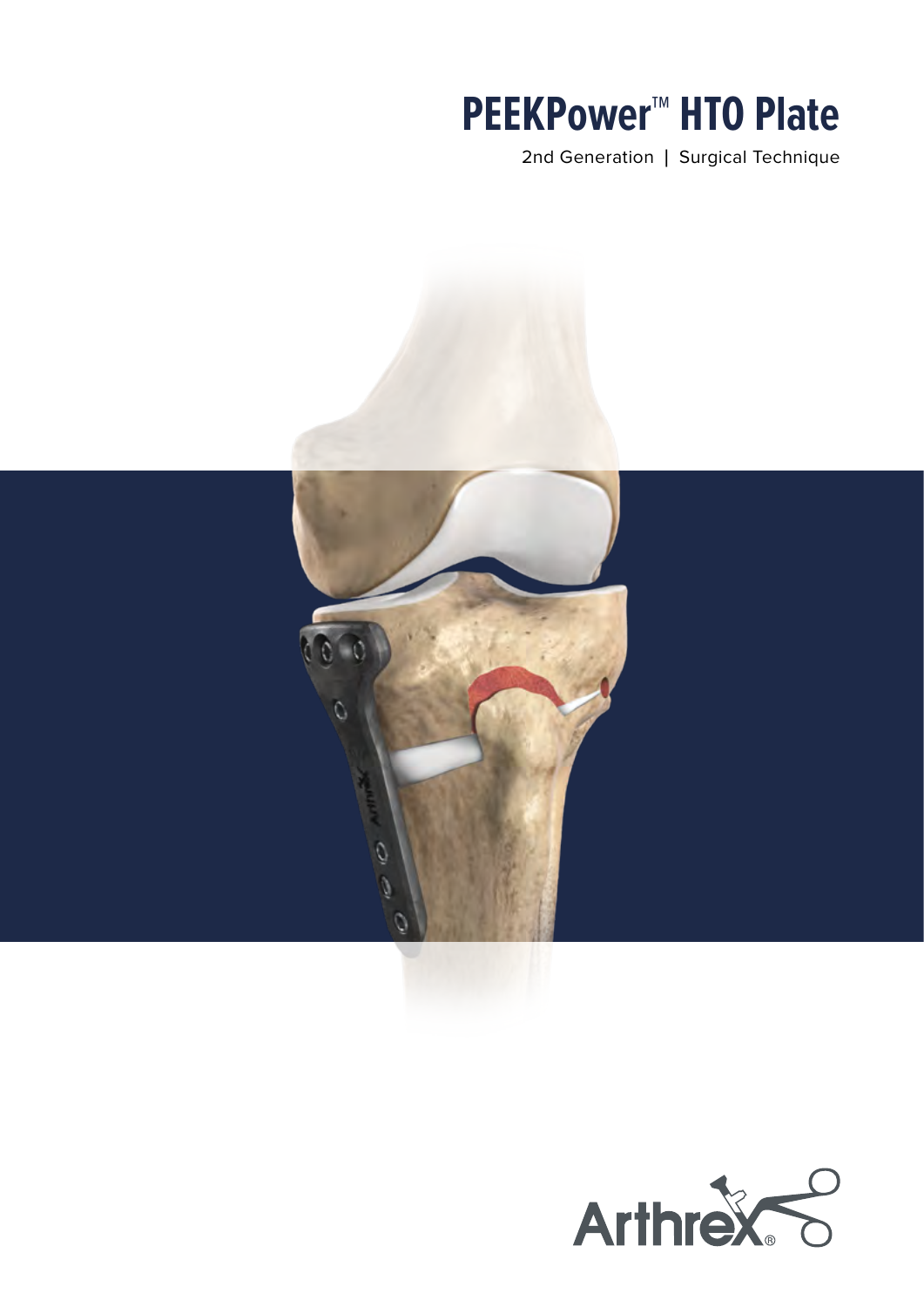# PEEKPower™ HTO Plate

2nd Generation | Surgical Technique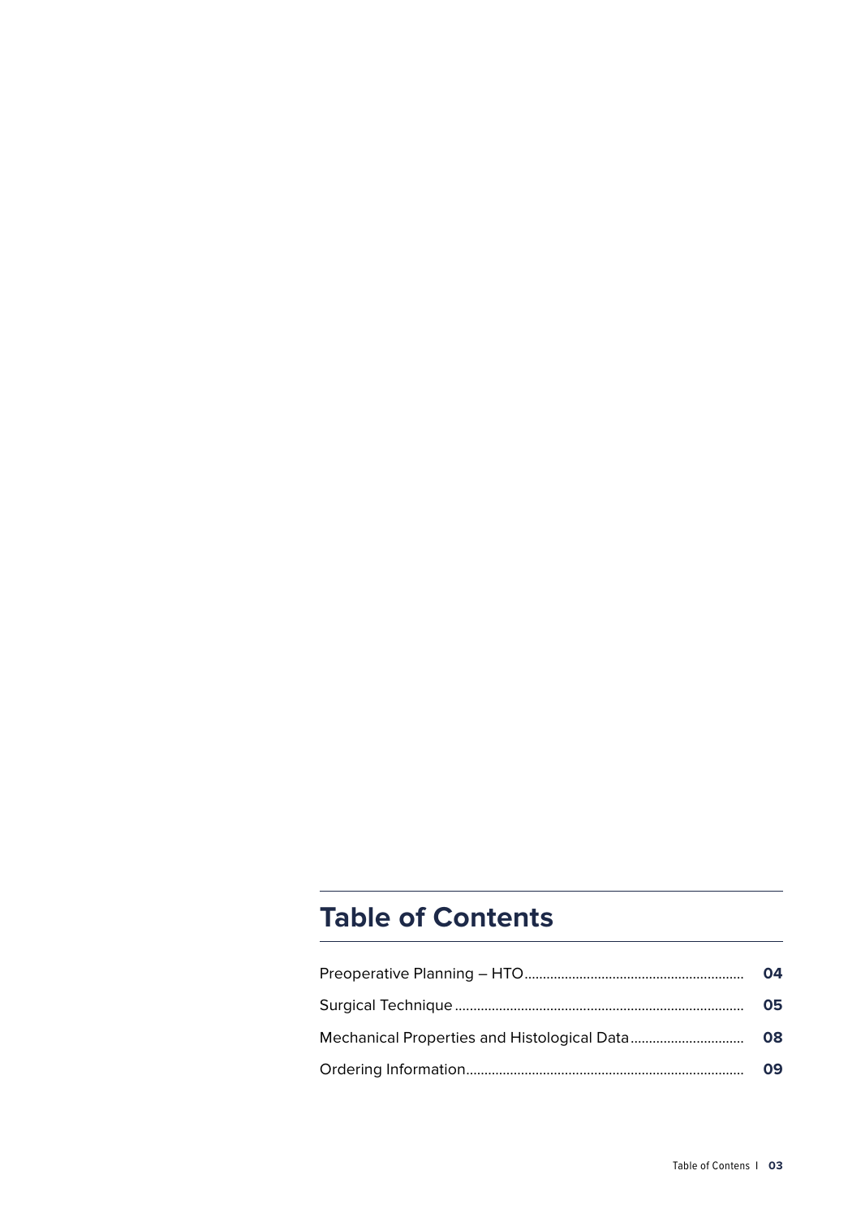## Table of Contents

| | |
|---|---|
| Preoperative Planning – HTO | 04 |
| Surgical Technique | 05 |
| Mechanical Properties and Histological Data | 08 |
| Ordering Information | 09 |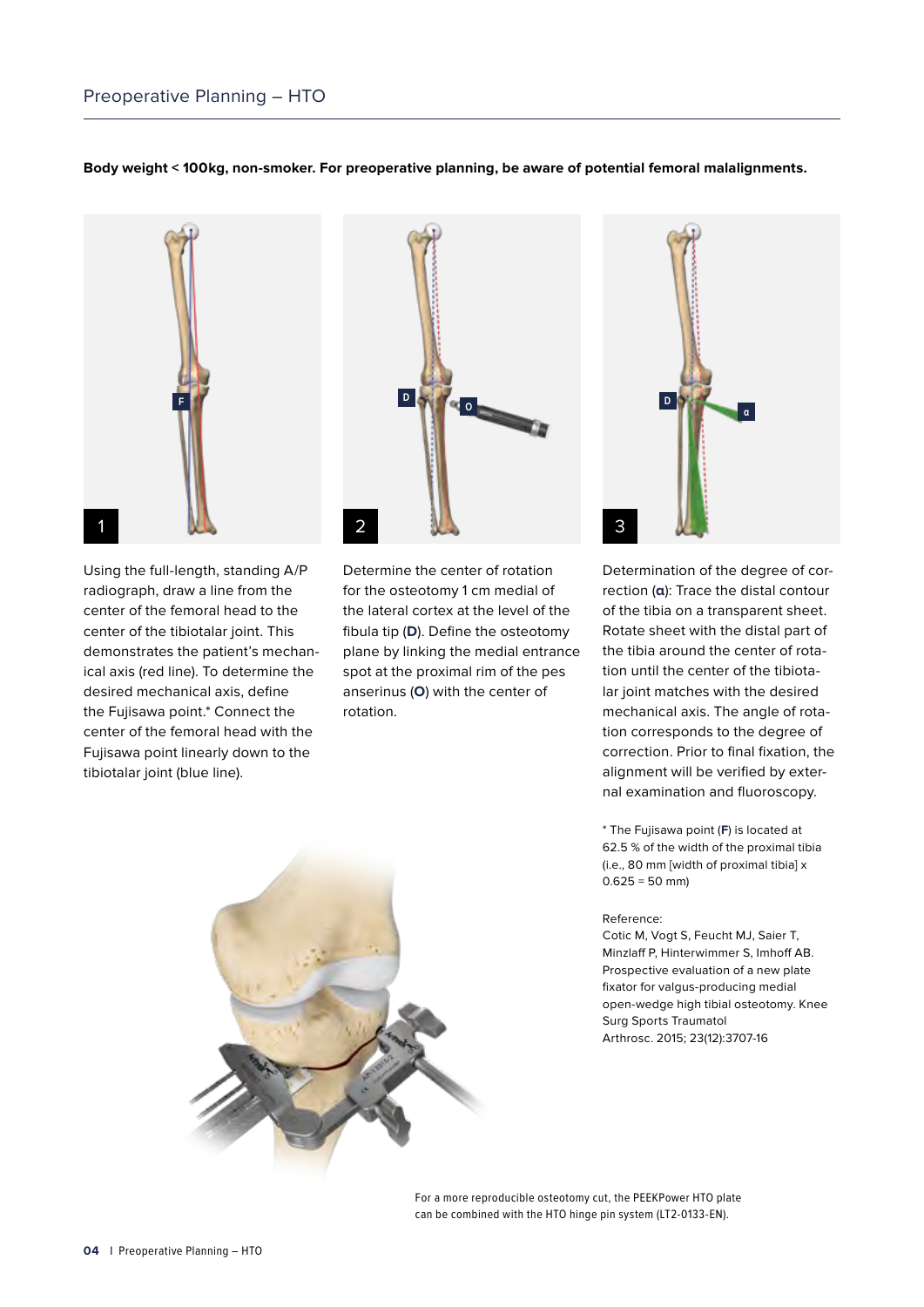# Preoperative Planning – HTO

**Body weight < 100kg, non-smoker. For preoperative planning, be aware of potential femoral malalignments.**

1

Using the full-length, standing A/P radiograph, draw a line from the center of the femoral head to the center of the tibiotalar joint. This demonstrates the patient's mechanical axis (red line). To determine the desired mechanical axis, define the Fujisawa point.* Connect the center of the femoral head with the Fujisawa point linearly down to the tibiotalar joint (blue line).

2

Determine the center of rotation for the osteotomy 1 cm medial of the lateral cortex at the level of the fibula tip (**D**). Define the osteotomy plane by linking the medial entrance spot at the proximal rim of the pes anserinus (**O**) with the center of rotation.

3

Determination of the degree of correction (**α**): Trace the distal contour of the tibia on a transparent sheet. Rotate sheet with the distal part of the tibia around the center of rotation until the center of the tibiotalar joint matches with the desired mechanical axis. The angle of rotation corresponds to the degree of correction. Prior to final fixation, the alignment will be verified by external examination and fluoroscopy.

* The Fujisawa point (**F**) is located at 62.5 % of the width of the proximal tibia (i.e., 80 mm [width of proximal tibia] x 0.625 = 50 mm)

Reference:
Cotic M, Vogt S, Feucht MJ, Saier T, Minzlaff P, Hinterwimmer S, Imhoff AB. Prospective evaluation of a new plate fixator for valgus-producing medial open-wedge high tibial osteotomy. Knee Surg Sports Traumatol Arthrosc. 2015; 23(12):3707-16

For a more reproducible osteotomy cut, the PEEKPower HTO plate can be combined with the HTO hinge pin system (LT2-0133-EN).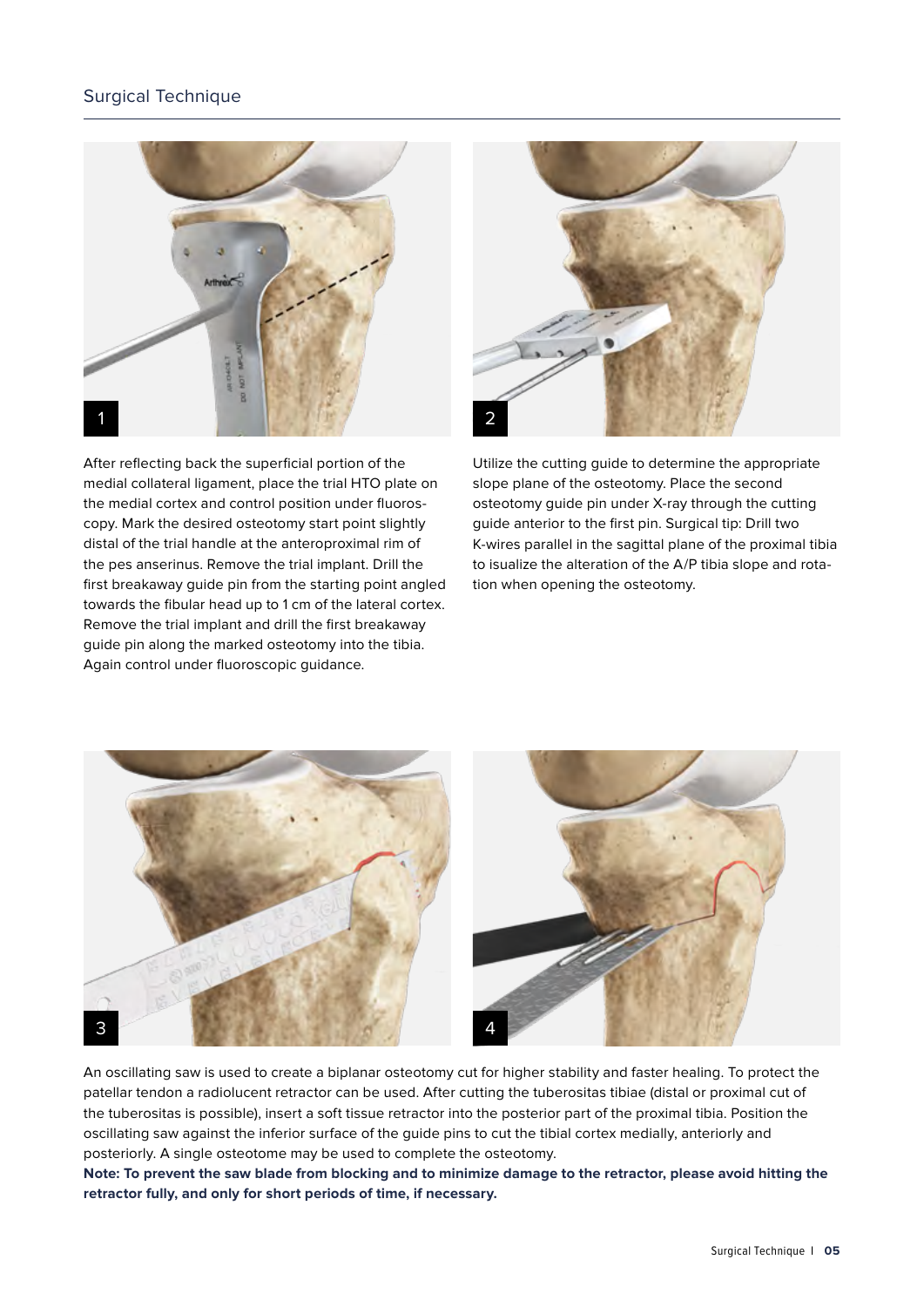## Surgical Technique

1

After reflecting back the superficial portion of the medial collateral ligament, place the trial HTO plate on the medial cortex and control position under fluoroscopy. Mark the desired osteotomy start point slightly distal of the trial handle at the anteroproximal rim of the pes anserinus. Remove the trial implant. Drill the first breakaway guide pin from the starting point angled towards the fibular head up to 1 cm of the lateral cortex. Remove the trial implant and drill the first breakaway guide pin along the marked osteotomy into the tibia. Again control under fluoroscopic guidance.

2

Utilize the cutting guide to determine the appropriate slope plane of the osteotomy. Place the second osteotomy guide pin under X-ray through the cutting guide anterior to the first pin. Surgical tip: Drill two K-wires parallel in the sagittal plane of the proximal tibia to isualize the alteration of the A/P tibia slope and rotation when opening the osteotomy.

3

4

An oscillating saw is used to create a biplanar osteotomy cut for higher stability and faster healing. To protect the patellar tendon a radiolucent retractor can be used. After cutting the tuberositas tibiae (distal or proximal cut of the tuberositas is possible), insert a soft tissue retractor into the posterior part of the proximal tibia. Position the oscillating saw against the inferior surface of the guide pins to cut the tibial cortex medially, anteriorly and posteriorly. A single osteotome may be used to complete the osteotomy.

**Note: To prevent the saw blade from blocking and to minimize damage to the retractor, please avoid hitting the retractor fully, and only for short periods of time, if necessary.**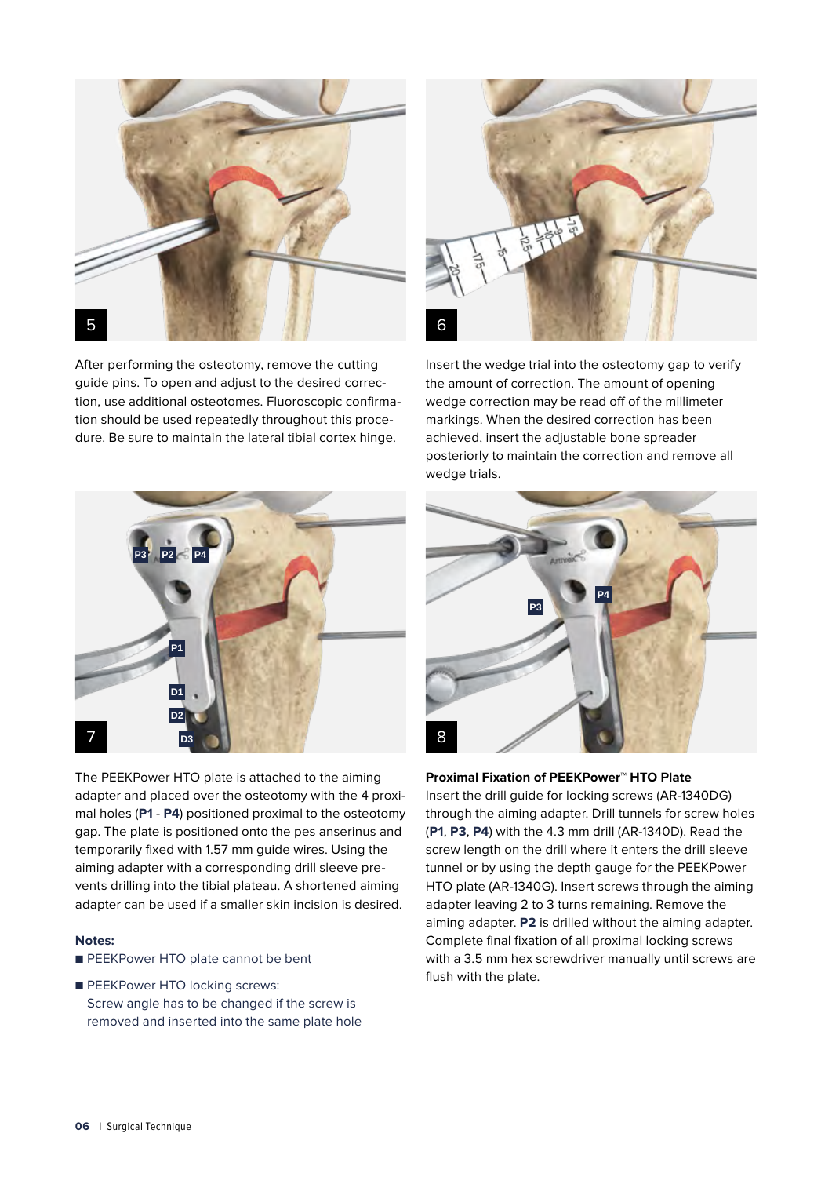After performing the osteotomy, remove the cutting guide pins. To open and adjust to the desired correction, use additional osteotomes. Fluoroscopic confirmation should be used repeatedly throughout this procedure. Be sure to maintain the lateral tibial cortex hinge.

Insert the wedge trial into the osteotomy gap to verify the amount of correction. The amount of opening wedge correction may be read off of the millimeter markings. When the desired correction has been achieved, insert the adjustable bone spreader posteriorly to maintain the correction and remove all wedge trials.

The PEEKPower HTO plate is attached to the aiming adapter and placed over the osteotomy with the 4 proximal holes (**P1** - **P4**) positioned proximal to the osteotomy gap. The plate is positioned onto the pes anserinus and temporarily fixed with 1.57 mm guide wires. Using the aiming adapter with a corresponding drill sleeve prevents drilling into the tibial plateau. A shortened aiming adapter can be used if a smaller skin incision is desired.

**Notes:**

- PEEKPower HTO plate cannot be bent
- PEEKPower HTO locking screws: Screw angle has to be changed if the screw is removed and inserted into the same plate hole

**Proximal Fixation of PEEKPower™ HTO Plate**

Insert the drill guide for locking screws (AR-1340DG) through the aiming adapter. Drill tunnels for screw holes (**P1**, **P3**, **P4**) with the 4.3 mm drill (AR-1340D). Read the screw length on the drill where it enters the drill sleeve tunnel or by using the depth gauge for the PEEKPower HTO plate (AR-1340G). Insert screws through the aiming adapter leaving 2 to 3 turns remaining. Remove the aiming adapter. **P2** is drilled without the aiming adapter. Complete final fixation of all proximal locking screws with a 3.5 mm hex screwdriver manually until screws are flush with the plate.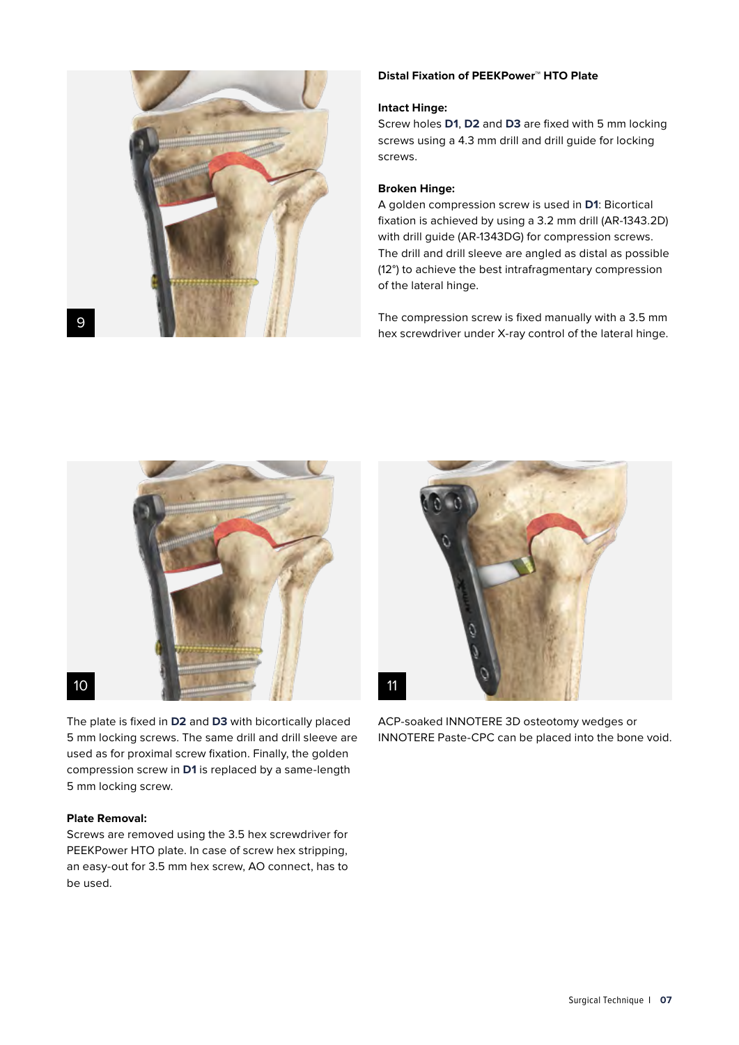9

### Distal Fixation of PEEKPower™ HTO Plate

**Intact Hinge:**
Screw holes **D1**, **D2** and **D3** are fixed with 5 mm locking screws using a 4.3 mm drill and drill guide for locking screws.

**Broken Hinge:**
A golden compression screw is used in **D1**: Bicortical fixation is achieved by using a 3.2 mm drill (AR-1343.2D) with drill guide (AR-1343DG) for compression screws. The drill and drill sleeve are angled as distal as possible (12°) to achieve the best intrafragmentary compression of the lateral hinge.

The compression screw is fixed manually with a 3.5 mm hex screwdriver under X-ray control of the lateral hinge.

10

The plate is fixed in **D2** and **D3** with bicortically placed 5 mm locking screws. The same drill and drill sleeve are used as for proximal screw fixation. Finally, the golden compression screw in **D1** is replaced by a same-length 5 mm locking screw.

**Plate Removal:**
Screws are removed using the 3.5 hex screwdriver for PEEKPower HTO plate. In case of screw hex stripping, an easy-out for 3.5 mm hex screw, AO connect, has to be used.

11

ACP-soaked INNOTERE 3D osteotomy wedges or INNOTERE Paste-CPC can be placed into the bone void.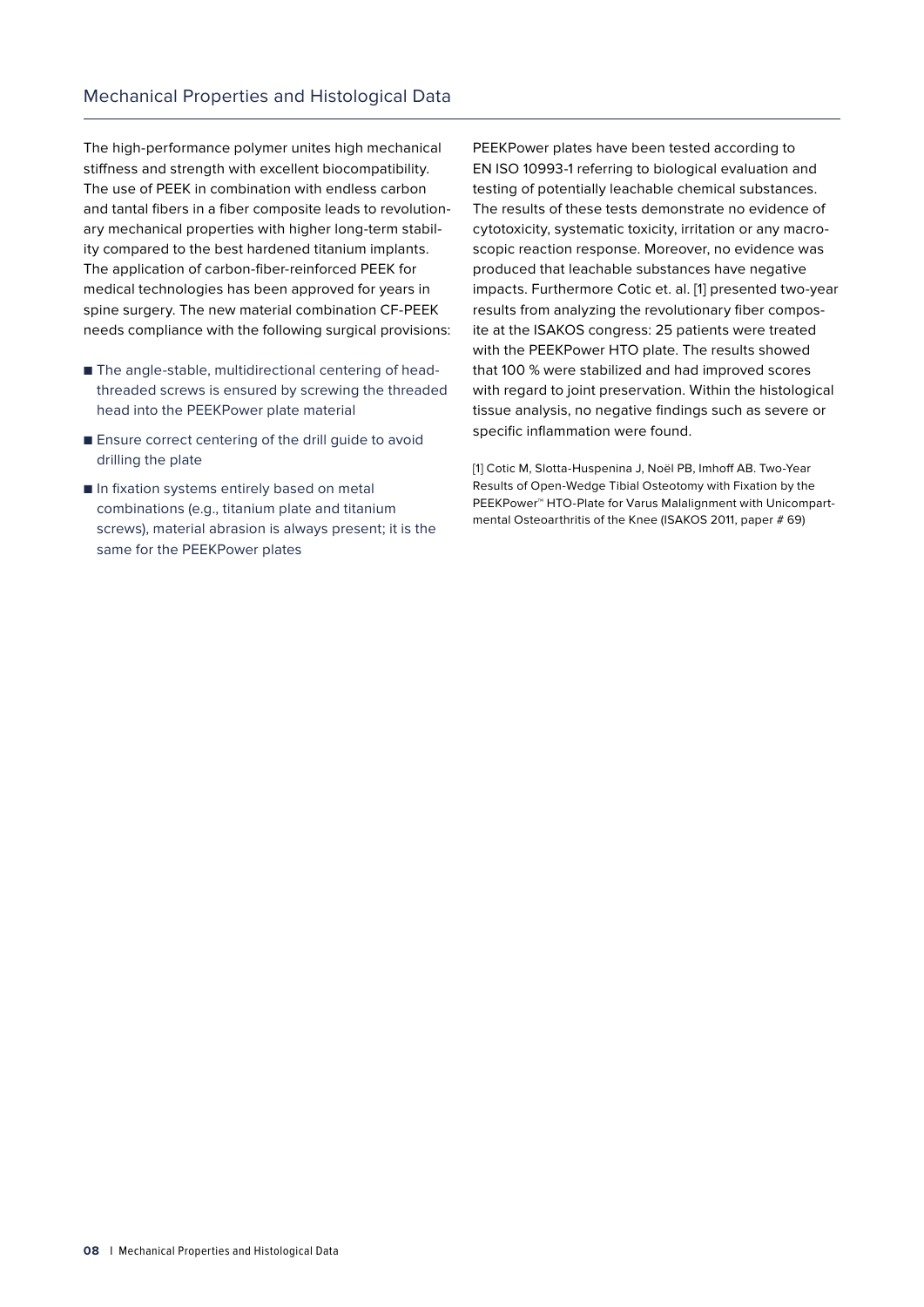## Mechanical Properties and Histological Data

The high-performance polymer unites high mechanical stiffness and strength with excellent biocompatibility. The use of PEEK in combination with endless carbon and tantal fibers in a fiber composite leads to revolutionary mechanical properties with higher long-term stability compared to the best hardened titanium implants. The application of carbon-fiber-reinforced PEEK for medical technologies has been approved for years in spine surgery. The new material combination CF-PEEK needs compliance with the following surgical provisions:

- The angle-stable, multidirectional centering of head-threaded screws is ensured by screwing the threaded head into the PEEKPower plate material
- Ensure correct centering of the drill guide to avoid drilling the plate
- In fixation systems entirely based on metal combinations (e.g., titanium plate and titanium screws), material abrasion is always present; it is the same for the PEEKPower plates

PEEKPower plates have been tested according to EN ISO 10993-1 referring to biological evaluation and testing of potentially leachable chemical substances. The results of these tests demonstrate no evidence of cytotoxicity, systematic toxicity, irritation or any macroscopic reaction response. Moreover, no evidence was produced that leachable substances have negative impacts. Furthermore Cotic et. al. [1] presented two-year results from analyzing the revolutionary fiber composite at the ISAKOS congress: 25 patients were treated with the PEEKPower HTO plate. The results showed that 100 % were stabilized and had improved scores with regard to joint preservation. Within the histological tissue analysis, no negative findings such as severe or specific inflammation were found.

[1] Cotic M, Slotta-Huspenina J, Noël PB, Imhoff AB. Two-Year Results of Open-Wedge Tibial Osteotomy with Fixation by the PEEKPower™ HTO-Plate for Varus Malalignment with Unicompartmental Osteoarthritis of the Knee (ISAKOS 2011, paper # 69)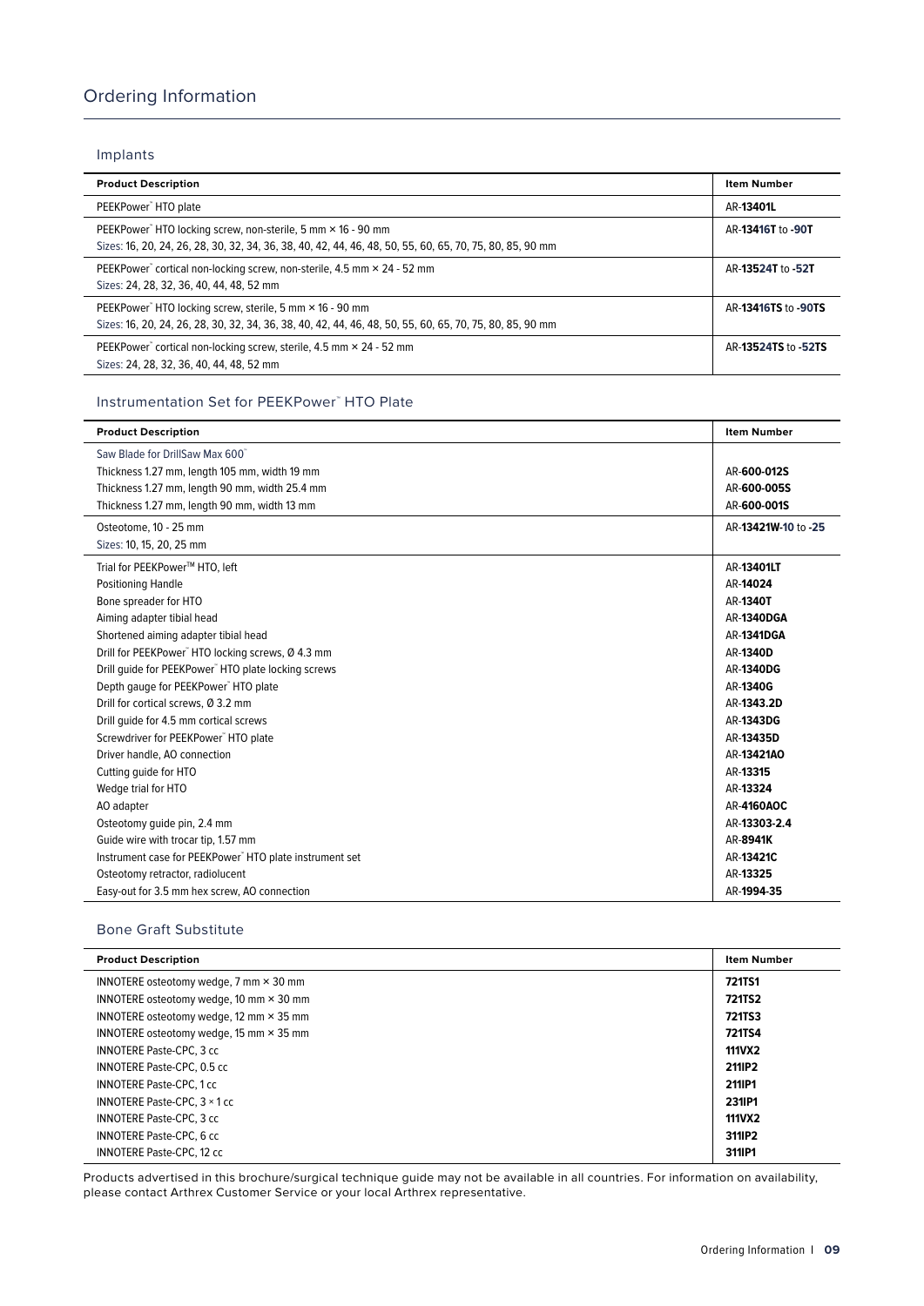# Ordering Information

## Implants

| Product Description | Item Number |
|---|---|
| PEEKPower™ HTO plate | AR-**13401L** |
| PEEKPower™ HTO locking screw, non-sterile, 5 mm × 16 - 90 mm<br>Sizes: 16, 20, 24, 26, 28, 30, 32, 34, 36, 38, 40, 42, 44, 46, 48, 50, 55, 60, 65, 70, 75, 80, 85, 90 mm | AR-**13416T** to **-90T** |
| PEEKPower™ cortical non-locking screw, non-sterile, 4.5 mm × 24 - 52 mm<br>Sizes: 24, 28, 32, 36, 40, 44, 48, 52 mm | AR-**13524T** to **-52T** |
| PEEKPower™ HTO locking screw, sterile, 5 mm × 16 - 90 mm<br>Sizes: 16, 20, 24, 26, 28, 30, 32, 34, 36, 38, 40, 42, 44, 46, 48, 50, 55, 60, 65, 70, 75, 80, 85, 90 mm | AR-**13416TS** to **-90TS** |
| PEEKPower™ cortical non-locking screw, sterile, 4.5 mm × 24 - 52 mm<br>Sizes: 24, 28, 32, 36, 40, 44, 48, 52 mm | AR-**13524TS** to **-52TS** |

## Instrumentation Set for PEEKPower™ HTO Plate

| Product Description | Item Number |
|---|---|
| Saw Blade for DrillSaw Max 600™ | |
| Thickness 1.27 mm, length 105 mm, width 19 mm | AR-**600-012S** |
| Thickness 1.27 mm, length 90 mm, width 25.4 mm | AR-**600-005S** |
| Thickness 1.27 mm, length 90 mm, width 13 mm | AR-**600-001S** |
| Osteotome, 10 - 25 mm<br>Sizes: 10, 15, 20, 25 mm | AR-**13421W-10** to **-25** |
| Trial for PEEKPower™ HTO, left | AR-**13401LT** |
| Positioning Handle | AR-**14024** |
| Bone spreader for HTO | AR-**1340T** |
| Aiming adapter tibial head | AR-**1340DGA** |
| Shortened aiming adapter tibial head | AR-**1341DGA** |
| Drill for PEEKPower™ HTO locking screws, Ø 4.3 mm | AR-**1340D** |
| Drill guide for PEEKPower™ HTO plate locking screws | AR-**1340DG** |
| Depth gauge for PEEKPower™ HTO plate | AR-**1340G** |
| Drill for cortical screws, Ø 3.2 mm | AR-**1343.2D** |
| Drill guide for 4.5 mm cortical screws | AR-**1343DG** |
| Screwdriver for PEEKPower™ HTO plate | AR-**13435D** |
| Driver handle, AO connection | AR-**13421AO** |
| Cutting guide for HTO | AR-**13315** |
| Wedge trial for HTO | AR-**13324** |
| AO adapter | AR-**4160AOC** |
| Osteotomy guide pin, 2.4 mm | AR-**13303-2.4** |
| Guide wire with trocar tip, 1.57 mm | AR-**8941K** |
| Instrument case for PEEKPower™ HTO plate instrument set | AR-**13421C** |
| Osteotomy retractor, radiolucent | AR-**13325** |
| Easy-out for 3.5 mm hex screw, AO connection | AR-**1994-35** |

## Bone Graft Substitute

| Product Description | Item Number |
|---|---|
| INNOTERE osteotomy wedge, 7 mm × 30 mm | **721TS1** |
| INNOTERE osteotomy wedge, 10 mm × 30 mm | **721TS2** |
| INNOTERE osteotomy wedge, 12 mm × 35 mm | **721TS3** |
| INNOTERE osteotomy wedge, 15 mm × 35 mm | **721TS4** |
| INNOTERE Paste-CPC, 3 cc | **111VX2** |
| INNOTERE Paste-CPC, 0.5 cc | **211IP2** |
| INNOTERE Paste-CPC, 1 cc | **211IP1** |
| INNOTERE Paste-CPC, 3 × 1 cc | **231IP1** |
| INNOTERE Paste-CPC, 3 cc | **111VX2** |
| INNOTERE Paste-CPC, 6 cc | **311IP2** |
| INNOTERE Paste-CPC, 12 cc | **311IP1** |

Products advertised in this brochure/surgical technique guide may not be available in all countries. For information on availability, please contact Arthrex Customer Service or your local Arthrex representative.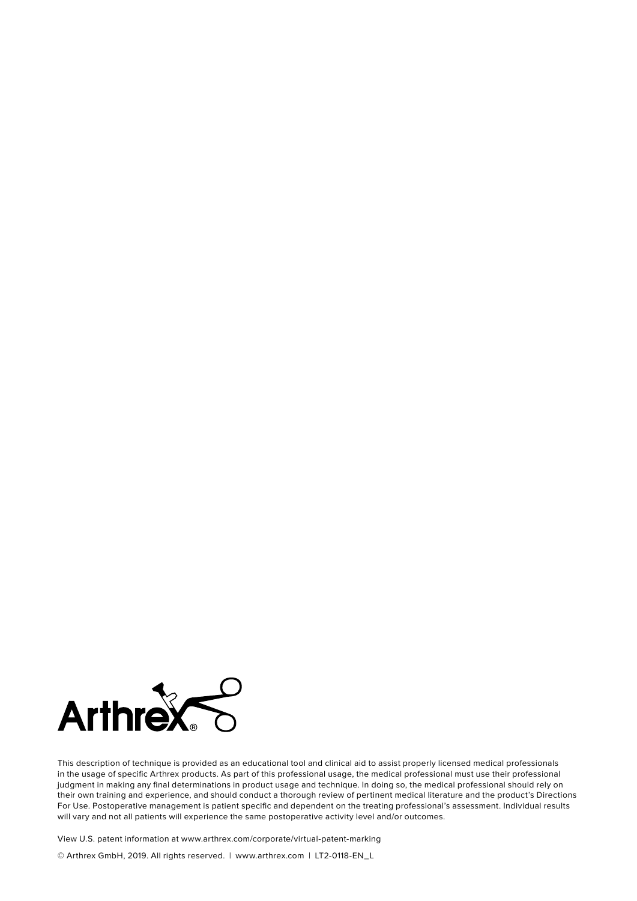Arthrex®

This description of technique is provided as an educational tool and clinical aid to assist properly licensed medical professionals in the usage of specific Arthrex products. As part of this professional usage, the medical professional must use their professional judgment in making any final determinations in product usage and technique. In doing so, the medical professional should rely on their own training and experience, and should conduct a thorough review of pertinent medical literature and the product's Directions For Use. Postoperative management is patient specific and dependent on the treating professional's assessment. Individual results will vary and not all patients will experience the same postoperative activity level and/or outcomes.

View U.S. patent information at www.arthrex.com/corporate/virtual-patent-marking

© Arthrex GmbH, 2019. All rights reserved. | www.arthrex.com | LT2-0118-EN_L